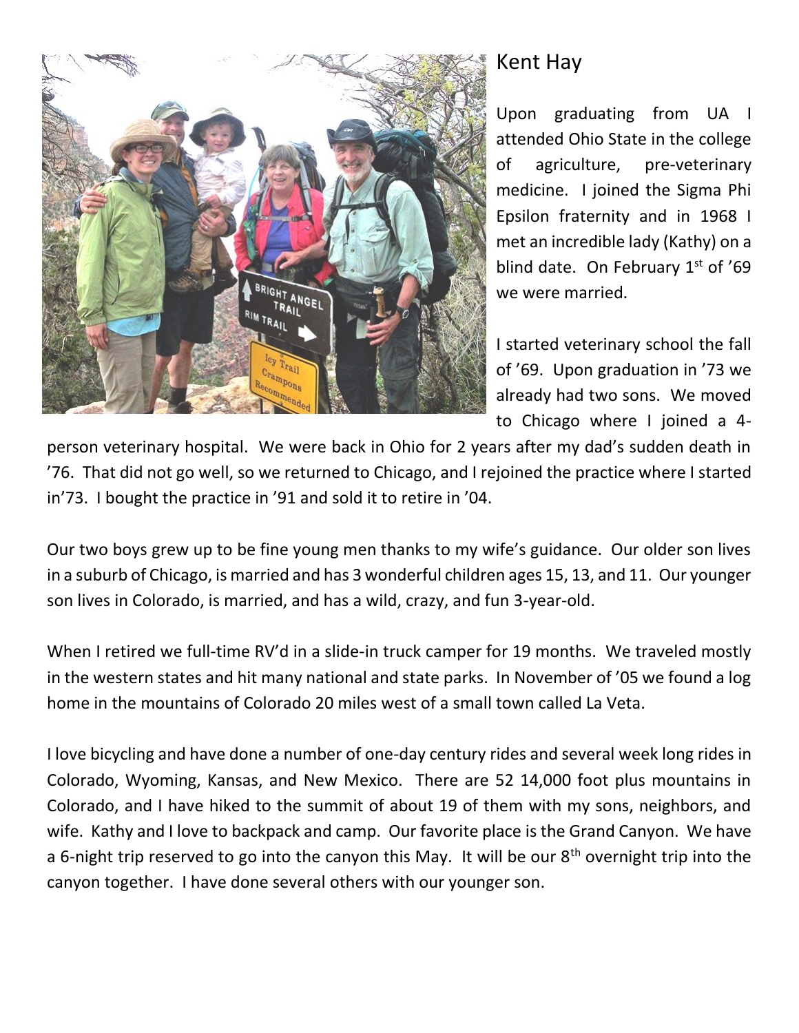# Kent Hay

Upon graduating from UA I attended Ohio State in the college of agriculture, pre-veterinary medicine. I joined the Sigma Phi Epsilon fraternity and in 1968 I met an incredible lady (Kathy) on a blind date. On February 1st of '69 we were married.

I started veterinary school the fall of '69. Upon graduation in '73 we already had two sons. We moved to Chicago where I joined a 4-person veterinary hospital. We were back in Ohio for 2 years after my dad's sudden death in '76. That did not go well, so we returned to Chicago, and I rejoined the practice where I started in'73. I bought the practice in '91 and sold it to retire in '04.

Our two boys grew up to be fine young men thanks to my wife's guidance. Our older son lives in a suburb of Chicago, is married and has 3 wonderful children ages 15, 13, and 11. Our younger son lives in Colorado, is married, and has a wild, crazy, and fun 3-year-old.

When I retired we full-time RV'd in a slide-in truck camper for 19 months. We traveled mostly in the western states and hit many national and state parks. In November of '05 we found a log home in the mountains of Colorado 20 miles west of a small town called La Veta.

I love bicycling and have done a number of one-day century rides and several week long rides in Colorado, Wyoming, Kansas, and New Mexico. There are 52 14,000 foot plus mountains in Colorado, and I have hiked to the summit of about 19 of them with my sons, neighbors, and wife. Kathy and I love to backpack and camp. Our favorite place is the Grand Canyon. We have a 6-night trip reserved to go into the canyon this May. It will be our 8th overnight trip into the canyon together. I have done several others with our younger son.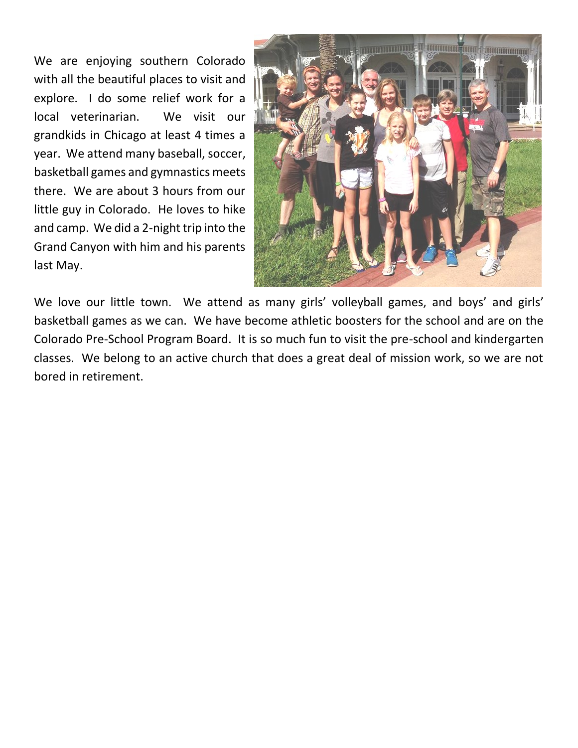We are enjoying southern Colorado with all the beautiful places to visit and explore. I do some relief work for a local veterinarian. We visit our grandkids in Chicago at least 4 times a year. We attend many baseball, soccer, basketball games and gymnastics meets there. We are about 3 hours from our little guy in Colorado. He loves to hike and camp. We did a 2-night trip into the Grand Canyon with him and his parents last May.

We love our little town. We attend as many girls' volleyball games, and boys' and girls' basketball games as we can. We have become athletic boosters for the school and are on the Colorado Pre-School Program Board. It is so much fun to visit the pre-school and kindergarten classes. We belong to an active church that does a great deal of mission work, so we are not bored in retirement.